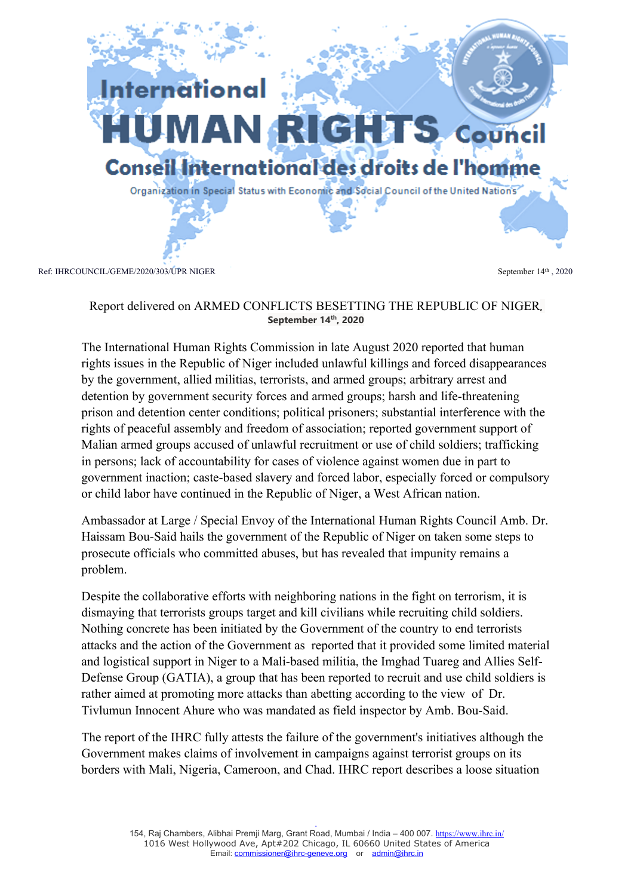# International HUMAN RIGHTS Council

## Conseil International des droits de l'homme

Organization in Special Status with Economic and Social Council of the United Nations

Ref: IHRCOUNCIL/GEME/2020/303/UPR NIGER

September 14th , 2020

Report delivered on ARMED CONFLICTS BESETTING THE REPUBLIC OF NIGER,
**September 14th, 2020**

The International Human Rights Commission in late August 2020 reported that human rights issues in the Republic of Niger included unlawful killings and forced disappearances by the government, allied militias, terrorists, and armed groups; arbitrary arrest and detention by government security forces and armed groups; harsh and life-threatening prison and detention center conditions; political prisoners; substantial interference with the rights of peaceful assembly and freedom of association; reported government support of Malian armed groups accused of unlawful recruitment or use of child soldiers; trafficking in persons; lack of accountability for cases of violence against women due in part to government inaction; caste-based slavery and forced labor, especially forced or compulsory or child labor have continued in the Republic of Niger, a West African nation.

Ambassador at Large / Special Envoy of the International Human Rights Council Amb. Dr. Haissam Bou-Said hails the government of the Republic of Niger on taken some steps to prosecute officials who committed abuses, but has revealed that impunity remains a problem.

Despite the collaborative efforts with neighboring nations in the fight on terrorism, it is dismaying that terrorists groups target and kill civilians while recruiting child soldiers. Nothing concrete has been initiated by the Government of the country to end terrorists attacks and the action of the Government as reported that it provided some limited material and logistical support in Niger to a Mali-based militia, the Imghad Tuareg and Allies Self-Defense Group (GATIA), a group that has been reported to recruit and use child soldiers is rather aimed at promoting more attacks than abetting according to the view of Dr. Tivlumun Innocent Ahure who was mandated as field inspector by Amb. Bou-Said.

The report of the IHRC fully attests the failure of the government's initiatives although the Government makes claims of involvement in campaigns against terrorist groups on its borders with Mali, Nigeria, Cameroon, and Chad. IHRC report describes a loose situation

154, Raj Chambers, Alibhai Premji Marg, Grant Road, Mumbai / India – 400 007. https://www.ihrc.in/
1016 West Hollywood Ave, Apt#202 Chicago, IL 60660 United States of America
Email: commissioner@ihrc-geneve.org or admin@ihrc.in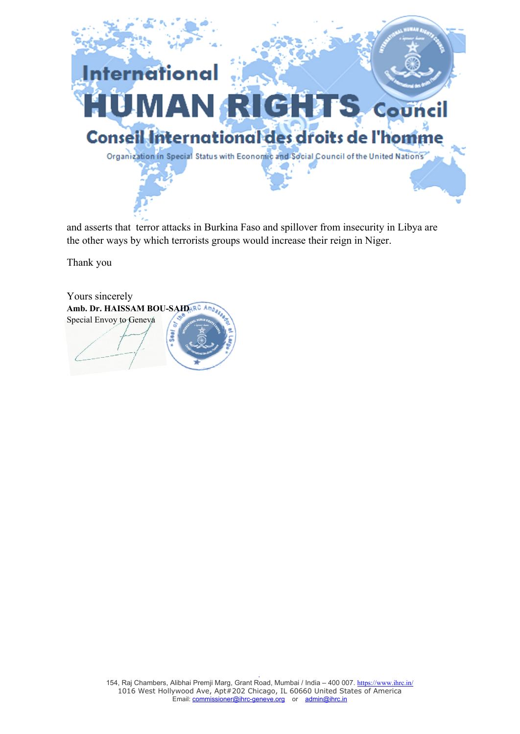and asserts that terror attacks in Burkina Faso and spillover from insecurity in Libya are the other ways by which terrorists groups would increase their reign in Niger.

Thank you

Yours sincerely

**Amb. Dr. HAISSAM BOU-SAID**

Special Envoy to Geneva